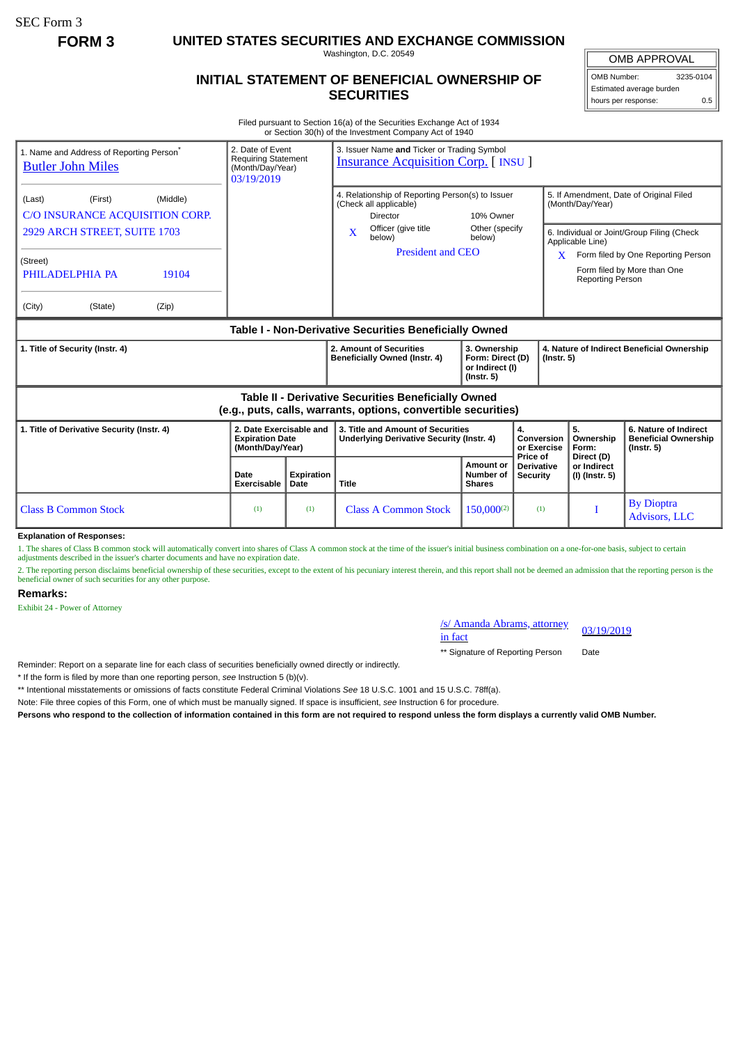SEC Form 3

**FORM 3**

# UNITED STATES SECURITIES AND EXCHANGE COMMISSION

Washington, D.C. 20549

## INITIAL STATEMENT OF BENEFICIAL OWNERSHIP OF SECURITIES

| OMB APPROVAL | |
|---|---|
| OMB Number: | 3235-0104 |
| Estimated average burden | |
| hours per response: | 0.5 |

Filed pursuant to Section 16(a) of the Securities Exchange Act of 1934
or Section 30(h) of the Investment Company Act of 1940

1. Name and Address of Reporting Person*
Butler John Miles

(Last) (First) (Middle)
C/O INSURANCE ACQUISITION CORP.
2929 ARCH STREET, SUITE 1703

(Street)
PHILADELPHIA PA 19104

(City) (State) (Zip)

2. Date of Event Requiring Statement (Month/Day/Year)
03/19/2019

3. Issuer Name **and** Ticker or Trading Symbol
Insurance Acquisition Corp. [ INSU ]

4. Relationship of Reporting Person(s) to Issuer (Check all applicable)
Director
10% Owner
X Officer (give title below)
Other (specify below)
President and CEO

5. If Amendment, Date of Original Filed (Month/Day/Year)

6. Individual or Joint/Group Filing (Check Applicable Line)
X Form filed by One Reporting Person
Form filed by More than One Reporting Person

### Table I - Non-Derivative Securities Beneficially Owned

| 1. Title of Security (Instr. 4) | 2. Amount of Securities Beneficially Owned (Instr. 4) | 3. Ownership Form: Direct (D) or Indirect (I) (Instr. 5) | 4. Nature of Indirect Beneficial Ownership (Instr. 5) |
|---|---|---|---|

### Table II - Derivative Securities Beneficially Owned (e.g., puts, calls, warrants, options, convertible securities)

| 1. Title of Derivative Security (Instr. 4) | 2. Date Exercisable and Expiration Date (Month/Day/Year) | | 3. Title and Amount of Securities Underlying Derivative Security (Instr. 4) | | 4. Conversion or Exercise Price of Derivative Security | 5. Ownership Form: Direct (D) or Indirect (I) (Instr. 5) | 6. Nature of Indirect Beneficial Ownership (Instr. 5) |
|---|---|---|---|---|---|---|---|
| | Date Exercisable | Expiration Date | Title | Amount or Number of Shares | | | |
| Class B Common Stock | (1) | (1) | Class A Common Stock | 150,000(2) | (1) | I | By Dioptra Advisors, LLC |

**Explanation of Responses:**

1. The shares of Class B common stock will automatically convert into shares of Class A common stock at the time of the issuer's initial business combination on a one-for-one basis, subject to certain adjustments described in the issuer's charter documents and have no expiration date.

2. The reporting person disclaims beneficial ownership of these securities, except to the extent of his pecuniary interest therein, and this report shall not be deemed an admission that the reporting person is the beneficial owner of such securities for any other purpose.

**Remarks:**

Exhibit 24 - Power of Attorney

/s/ Amanda Abrams, attorney in fact 03/19/2019

** Signature of Reporting Person Date

Reminder: Report on a separate line for each class of securities beneficially owned directly or indirectly.

* If the form is filed by more than one reporting person, *see* Instruction 5 (b)(v).

** Intentional misstatements or omissions of facts constitute Federal Criminal Violations *See* 18 U.S.C. 1001 and 15 U.S.C. 78ff(a).

Note: File three copies of this Form, one of which must be manually signed. If space is insufficient, *see* Instruction 6 for procedure.

**Persons who respond to the collection of information contained in this form are not required to respond unless the form displays a currently valid OMB Number.**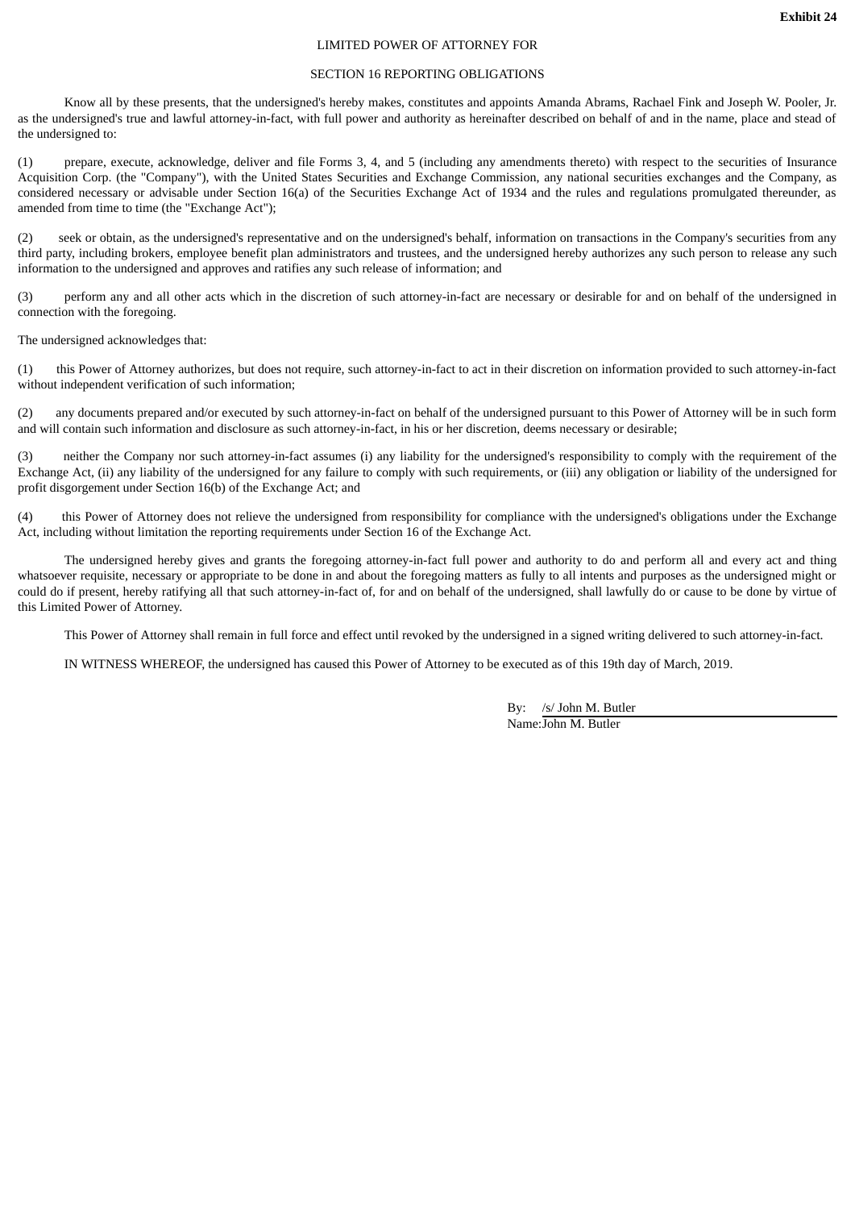**Exhibit 24**

LIMITED POWER OF ATTORNEY FOR

SECTION 16 REPORTING OBLIGATIONS

Know all by these presents, that the undersigned's hereby makes, constitutes and appoints Amanda Abrams, Rachael Fink and Joseph W. Pooler, Jr. as the undersigned's true and lawful attorney-in-fact, with full power and authority as hereinafter described on behalf of and in the name, place and stead of the undersigned to:

(1) prepare, execute, acknowledge, deliver and file Forms 3, 4, and 5 (including any amendments thereto) with respect to the securities of Insurance Acquisition Corp. (the "Company"), with the United States Securities and Exchange Commission, any national securities exchanges and the Company, as considered necessary or advisable under Section 16(a) of the Securities Exchange Act of 1934 and the rules and regulations promulgated thereunder, as amended from time to time (the "Exchange Act");

(2) seek or obtain, as the undersigned's representative and on the undersigned's behalf, information on transactions in the Company's securities from any third party, including brokers, employee benefit plan administrators and trustees, and the undersigned hereby authorizes any such person to release any such information to the undersigned and approves and ratifies any such release of information; and

(3) perform any and all other acts which in the discretion of such attorney-in-fact are necessary or desirable for and on behalf of the undersigned in connection with the foregoing.

The undersigned acknowledges that:

(1) this Power of Attorney authorizes, but does not require, such attorney-in-fact to act in their discretion on information provided to such attorney-in-fact without independent verification of such information;

(2) any documents prepared and/or executed by such attorney-in-fact on behalf of the undersigned pursuant to this Power of Attorney will be in such form and will contain such information and disclosure as such attorney-in-fact, in his or her discretion, deems necessary or desirable;

(3) neither the Company nor such attorney-in-fact assumes (i) any liability for the undersigned's responsibility to comply with the requirement of the Exchange Act, (ii) any liability of the undersigned for any failure to comply with such requirements, or (iii) any obligation or liability of the undersigned for profit disgorgement under Section 16(b) of the Exchange Act; and

(4) this Power of Attorney does not relieve the undersigned from responsibility for compliance with the undersigned's obligations under the Exchange Act, including without limitation the reporting requirements under Section 16 of the Exchange Act.

The undersigned hereby gives and grants the foregoing attorney-in-fact full power and authority to do and perform all and every act and thing whatsoever requisite, necessary or appropriate to be done in and about the foregoing matters as fully to all intents and purposes as the undersigned might or could do if present, hereby ratifying all that such attorney-in-fact of, for and on behalf of the undersigned, shall lawfully do or cause to be done by virtue of this Limited Power of Attorney.

This Power of Attorney shall remain in full force and effect until revoked by the undersigned in a signed writing delivered to such attorney-in-fact.

IN WITNESS WHEREOF, the undersigned has caused this Power of Attorney to be executed as of this 19th day of March, 2019.

By: /s/ John M. Butler
Name: John M. Butler